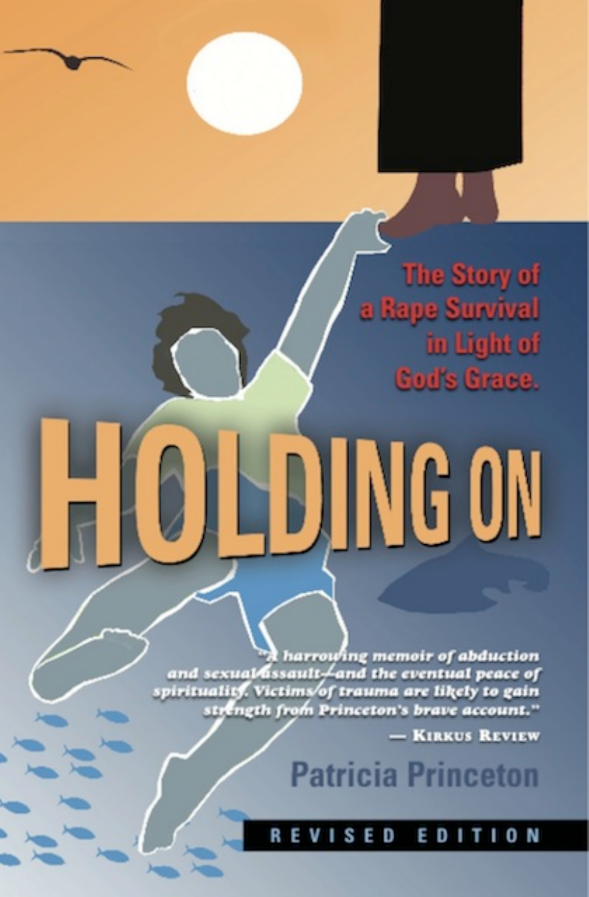The Story of a Rape Survival in Light of God's Grace.

# HOLDING ON

"A harrowing memoir of abduction and sexual assault—and the eventual peace of spirituality. Victims of trauma are likely to gain strength from Princeton's brave account."

— Kirkus Review

Patricia Princeton

REVISED EDITION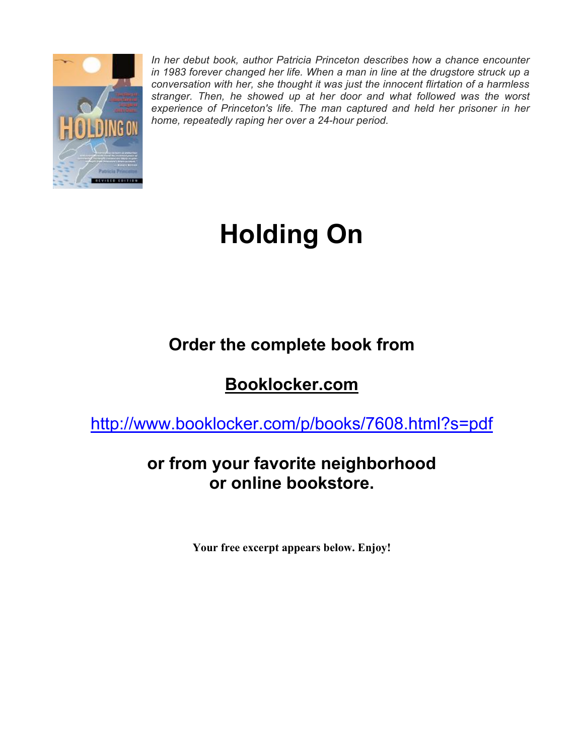*In her debut book, author Patricia Princeton describes how a chance encounter in 1983 forever changed her life. When a man in line at the drugstore struck up a conversation with her, she thought it was just the innocent flirtation of a harmless stranger. Then, he showed up at her door and what followed was the worst experience of Princeton's life. The man captured and held her prisoner in her home, repeatedly raping her over a 24-hour period.*

# Holding On

## Order the complete book from

## Booklocker.com

http://www.booklocker.com/p/books/7608.html?s=pdf

## or from your favorite neighborhood or online bookstore.

**Your free excerpt appears below. Enjoy!**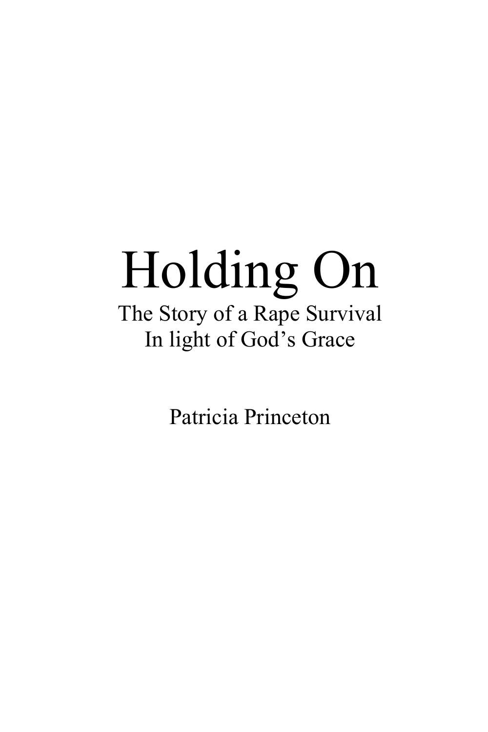# Holding On

The Story of a Rape Survival
In light of God's Grace

Patricia Princeton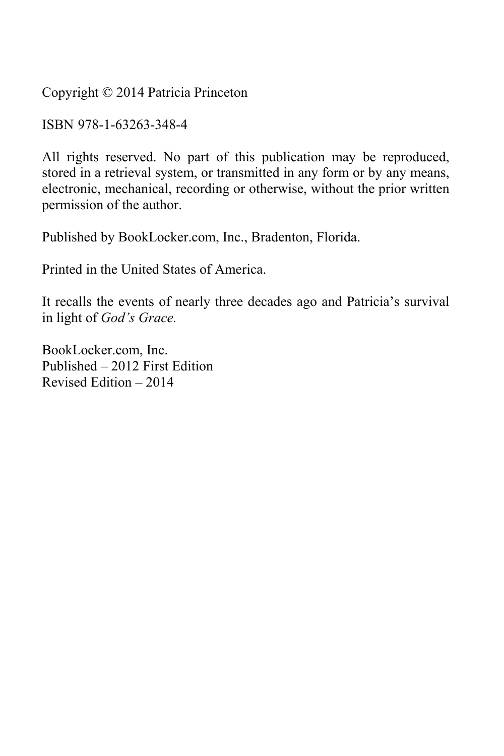Copyright © 2014 Patricia Princeton

ISBN 978-1-63263-348-4

All rights reserved. No part of this publication may be reproduced, stored in a retrieval system, or transmitted in any form or by any means, electronic, mechanical, recording or otherwise, without the prior written permission of the author.

Published by BookLocker.com, Inc., Bradenton, Florida.

Printed in the United States of America.

It recalls the events of nearly three decades ago and Patricia's survival in light of *God's Grace.*

BookLocker.com, Inc.
Published – 2012 First Edition
Revised Edition – 2014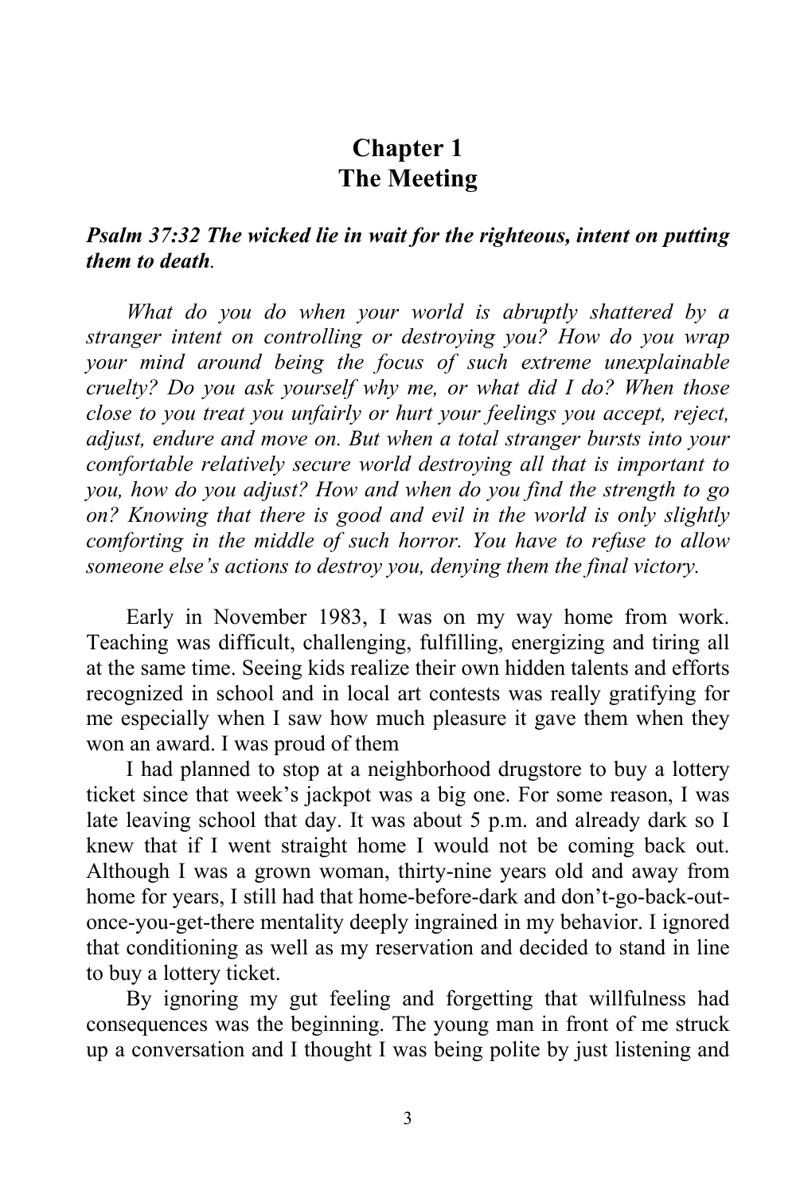# Chapter 1
# The Meeting

***Psalm 37:32 The wicked lie in wait for the righteous, intent on putting them to death.***

*What do you do when your world is abruptly shattered by a stranger intent on controlling or destroying you? How do you wrap your mind around being the focus of such extreme unexplainable cruelty? Do you ask yourself why me, or what did I do? When those close to you treat you unfairly or hurt your feelings you accept, reject, adjust, endure and move on. But when a total stranger bursts into your comfortable relatively secure world destroying all that is important to you, how do you adjust? How and when do you find the strength to go on? Knowing that there is good and evil in the world is only slightly comforting in the middle of such horror. You have to refuse to allow someone else's actions to destroy you, denying them the final victory.*

Early in November 1983, I was on my way home from work. Teaching was difficult, challenging, fulfilling, energizing and tiring all at the same time. Seeing kids realize their own hidden talents and efforts recognized in school and in local art contests was really gratifying for me especially when I saw how much pleasure it gave them when they won an award. I was proud of them

I had planned to stop at a neighborhood drugstore to buy a lottery ticket since that week's jackpot was a big one. For some reason, I was late leaving school that day. It was about 5 p.m. and already dark so I knew that if I went straight home I would not be coming back out. Although I was a grown woman, thirty-nine years old and away from home for years, I still had that home-before-dark and don't-go-back-out-once-you-get-there mentality deeply ingrained in my behavior. I ignored that conditioning as well as my reservation and decided to stand in line to buy a lottery ticket.

By ignoring my gut feeling and forgetting that willfulness had consequences was the beginning. The young man in front of me struck up a conversation and I thought I was being polite by just listening and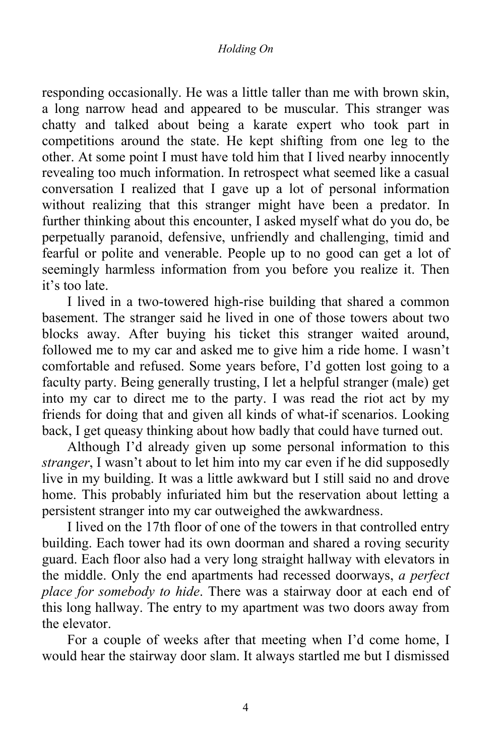responding occasionally. He was a little taller than me with brown skin, a long narrow head and appeared to be muscular. This stranger was chatty and talked about being a karate expert who took part in competitions around the state. He kept shifting from one leg to the other. At some point I must have told him that I lived nearby innocently revealing too much information. In retrospect what seemed like a casual conversation I realized that I gave up a lot of personal information without realizing that this stranger might have been a predator. In further thinking about this encounter, I asked myself what do you do, be perpetually paranoid, defensive, unfriendly and challenging, timid and fearful or polite and venerable. People up to no good can get a lot of seemingly harmless information from you before you realize it. Then it's too late.

I lived in a two-towered high-rise building that shared a common basement. The stranger said he lived in one of those towers about two blocks away. After buying his ticket this stranger waited around, followed me to my car and asked me to give him a ride home. I wasn't comfortable and refused. Some years before, I'd gotten lost going to a faculty party. Being generally trusting, I let a helpful stranger (male) get into my car to direct me to the party. I was read the riot act by my friends for doing that and given all kinds of what-if scenarios. Looking back, I get queasy thinking about how badly that could have turned out.

Although I'd already given up some personal information to this *stranger*, I wasn't about to let him into my car even if he did supposedly live in my building. It was a little awkward but I still said no and drove home. This probably infuriated him but the reservation about letting a persistent stranger into my car outweighed the awkwardness.

I lived on the 17th floor of one of the towers in that controlled entry building. Each tower had its own doorman and shared a roving security guard. Each floor also had a very long straight hallway with elevators in the middle. Only the end apartments had recessed doorways, *a perfect place for somebody to hide*. There was a stairway door at each end of this long hallway. The entry to my apartment was two doors away from the elevator.

For a couple of weeks after that meeting when I'd come home, I would hear the stairway door slam. It always startled me but I dismissed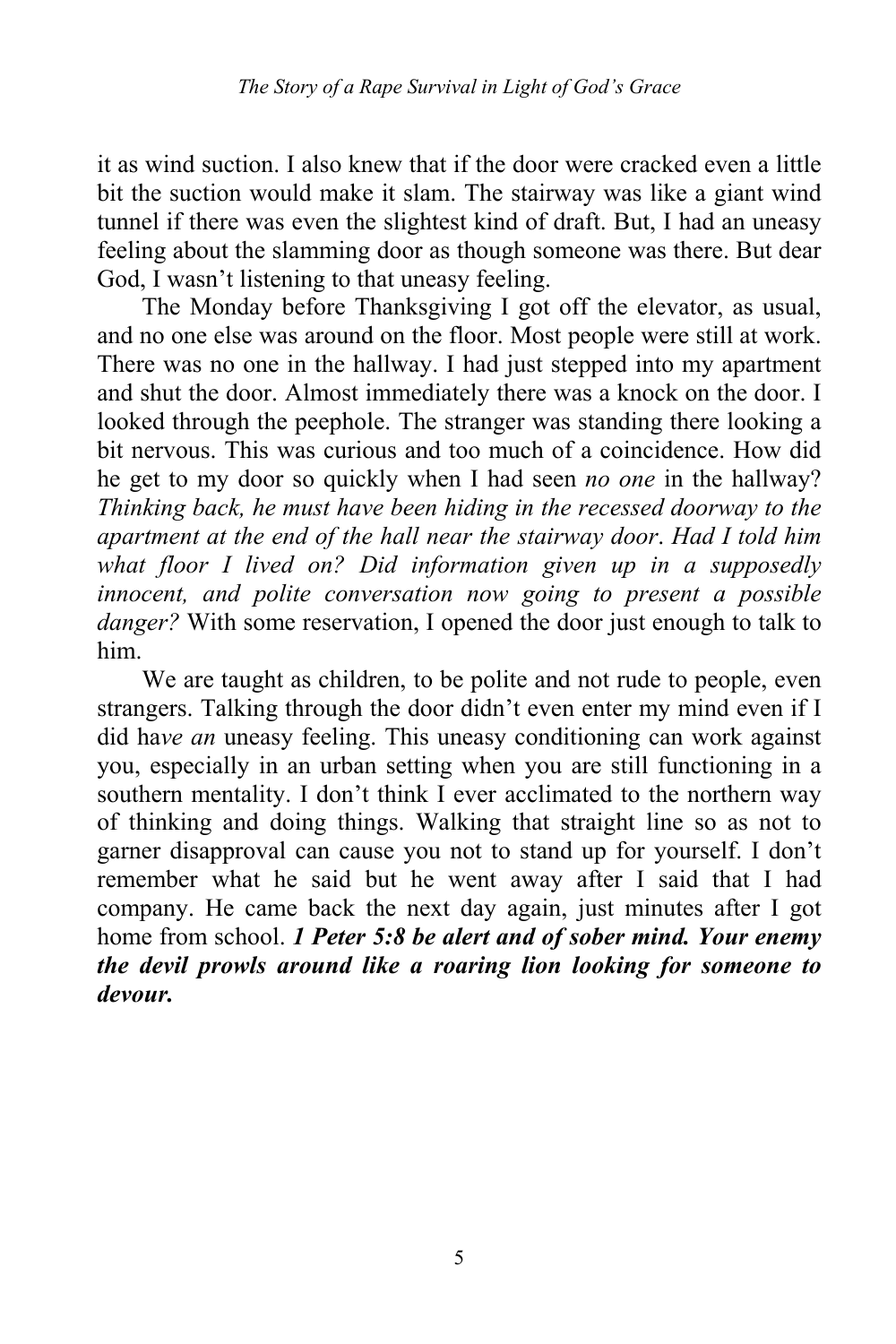it as wind suction. I also knew that if the door were cracked even a little bit the suction would make it slam. The stairway was like a giant wind tunnel if there was even the slightest kind of draft. But, I had an uneasy feeling about the slamming door as though someone was there. But dear God, I wasn't listening to that uneasy feeling.

The Monday before Thanksgiving I got off the elevator, as usual, and no one else was around on the floor. Most people were still at work. There was no one in the hallway. I had just stepped into my apartment and shut the door. Almost immediately there was a knock on the door. I looked through the peephole. The stranger was standing there looking a bit nervous. This was curious and too much of a coincidence. How did he get to my door so quickly when I had seen *no one* in the hallway? *Thinking back, he must have been hiding in the recessed doorway to the apartment at the end of the hall near the stairway door. Had I told him what floor I lived on? Did information given up in a supposedly innocent, and polite conversation now going to present a possible danger?* With some reservation, I opened the door just enough to talk to him.

We are taught as children, to be polite and not rude to people, even strangers. Talking through the door didn't even enter my mind even if I did ha*ve an* uneasy feeling. This uneasy conditioning can work against you, especially in an urban setting when you are still functioning in a southern mentality. I don't think I ever acclimated to the northern way of thinking and doing things. Walking that straight line so as not to garner disapproval can cause you not to stand up for yourself. I don't remember what he said but he went away after I said that I had company. He came back the next day again, just minutes after I got home from school. ***1 Peter 5:8 be alert and of sober mind. Your enemy the devil prowls around like a roaring lion looking for someone to devour.***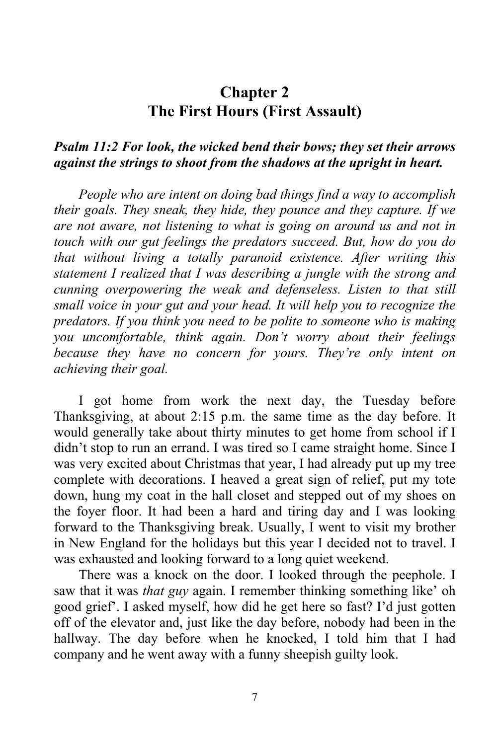# Chapter 2
# The First Hours (First Assault)

***Psalm 11:2 For look, the wicked bend their bows; they set their arrows against the strings to shoot from the shadows at the upright in heart.***

*People who are intent on doing bad things find a way to accomplish their goals. They sneak, they hide, they pounce and they capture. If we are not aware, not listening to what is going on around us and not in touch with our gut feelings the predators succeed. But, how do you do that without living a totally paranoid existence. After writing this statement I realized that I was describing a jungle with the strong and cunning overpowering the weak and defenseless. Listen to that still small voice in your gut and your head. It will help you to recognize the predators. If you think you need to be polite to someone who is making you uncomfortable, think again. Don't worry about their feelings because they have no concern for yours. They're only intent on achieving their goal.*

I got home from work the next day, the Tuesday before Thanksgiving, at about 2:15 p.m. the same time as the day before. It would generally take about thirty minutes to get home from school if I didn't stop to run an errand. I was tired so I came straight home. Since I was very excited about Christmas that year, I had already put up my tree complete with decorations. I heaved a great sign of relief, put my tote down, hung my coat in the hall closet and stepped out of my shoes on the foyer floor. It had been a hard and tiring day and I was looking forward to the Thanksgiving break. Usually, I went to visit my brother in New England for the holidays but this year I decided not to travel. I was exhausted and looking forward to a long quiet weekend.

There was a knock on the door. I looked through the peephole. I saw that it was *that guy* again. I remember thinking something like' oh good grief'. I asked myself, how did he get here so fast? I'd just gotten off of the elevator and, just like the day before, nobody had been in the hallway. The day before when he knocked, I told him that I had company and he went away with a funny sheepish guilty look.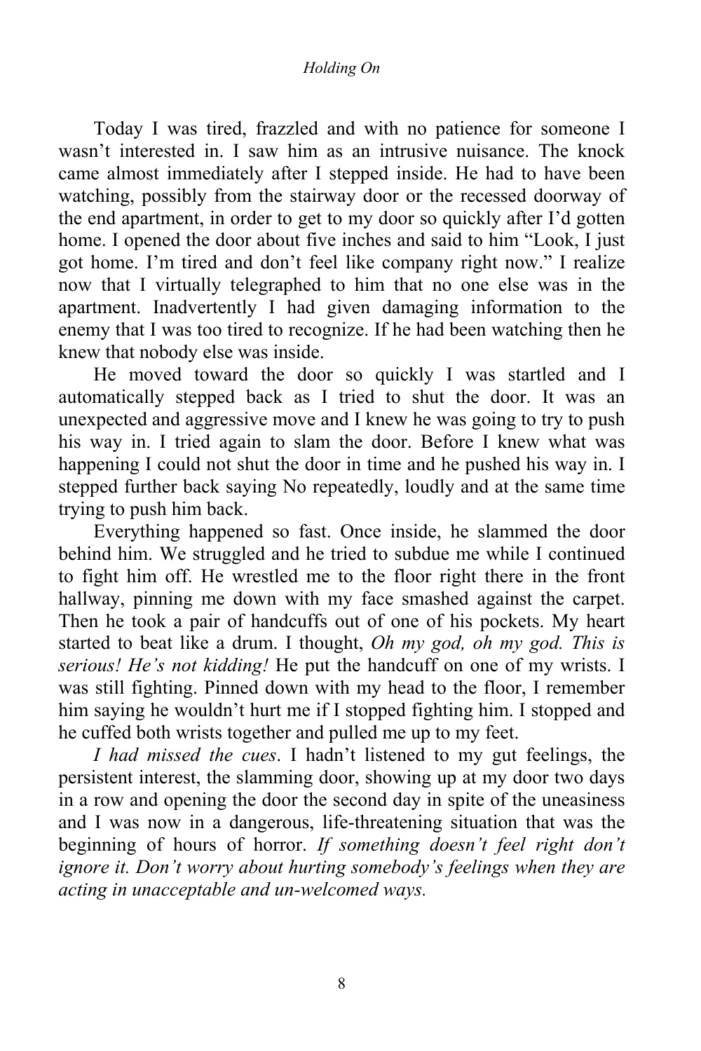Today I was tired, frazzled and with no patience for someone I wasn't interested in. I saw him as an intrusive nuisance. The knock came almost immediately after I stepped inside. He had to have been watching, possibly from the stairway door or the recessed doorway of the end apartment, in order to get to my door so quickly after I'd gotten home. I opened the door about five inches and said to him "Look, I just got home. I'm tired and don't feel like company right now." I realize now that I virtually telegraphed to him that no one else was in the apartment. Inadvertently I had given damaging information to the enemy that I was too tired to recognize. If he had been watching then he knew that nobody else was inside.

He moved toward the door so quickly I was startled and I automatically stepped back as I tried to shut the door. It was an unexpected and aggressive move and I knew he was going to try to push his way in. I tried again to slam the door. Before I knew what was happening I could not shut the door in time and he pushed his way in. I stepped further back saying No repeatedly, loudly and at the same time trying to push him back.

Everything happened so fast. Once inside, he slammed the door behind him. We struggled and he tried to subdue me while I continued to fight him off. He wrestled me to the floor right there in the front hallway, pinning me down with my face smashed against the carpet. Then he took a pair of handcuffs out of one of his pockets. My heart started to beat like a drum. I thought, *Oh my god, oh my god. This is serious! He's not kidding!* He put the handcuff on one of my wrists. I was still fighting. Pinned down with my head to the floor, I remember him saying he wouldn't hurt me if I stopped fighting him. I stopped and he cuffed both wrists together and pulled me up to my feet.

*I had missed the cues*. I hadn't listened to my gut feelings, the persistent interest, the slamming door, showing up at my door two days in a row and opening the door the second day in spite of the uneasiness and I was now in a dangerous, life-threatening situation that was the beginning of hours of horror. *If something doesn't feel right don't ignore it. Don't worry about hurting somebody's feelings when they are acting in unacceptable and un-welcomed ways.*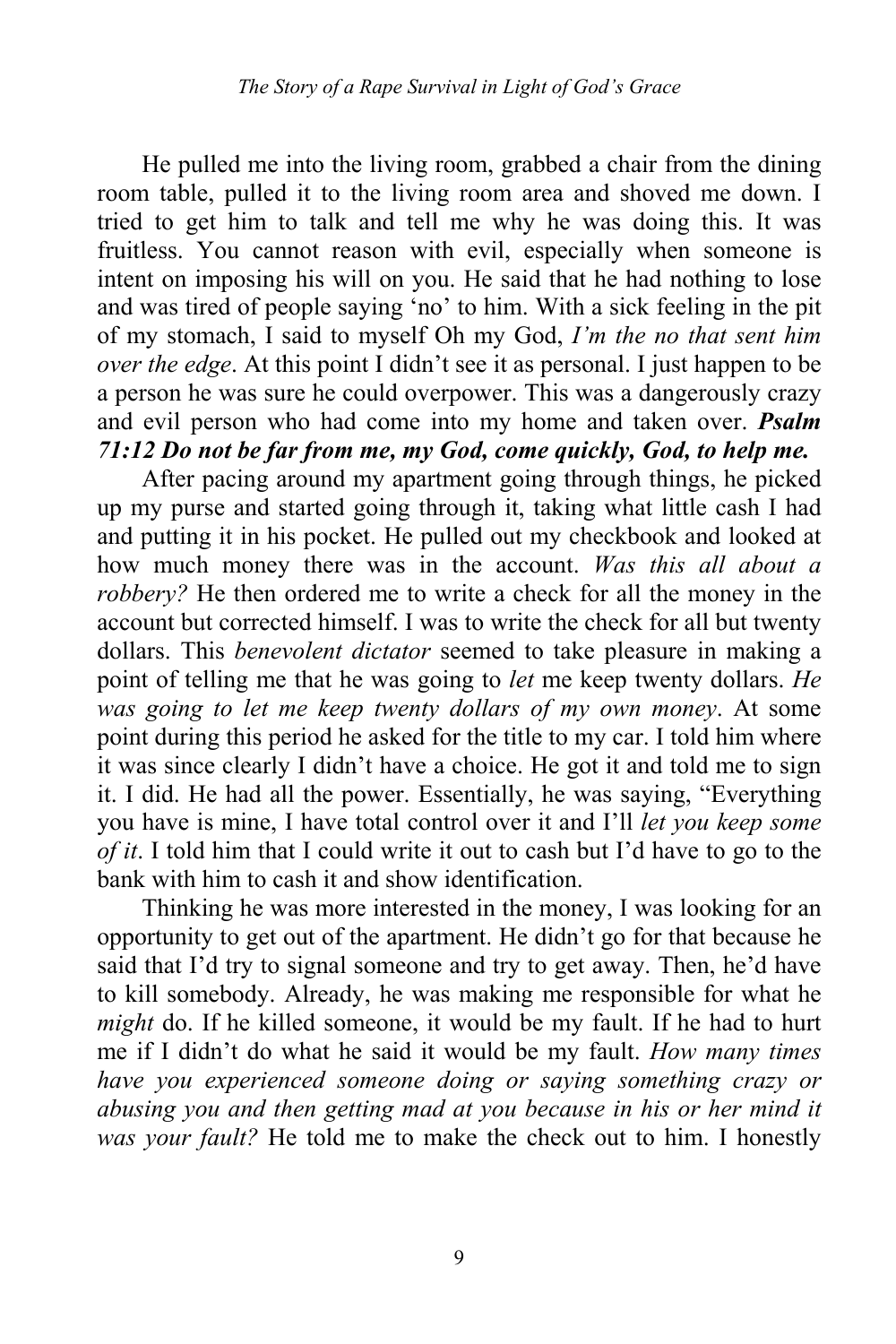He pulled me into the living room, grabbed a chair from the dining room table, pulled it to the living room area and shoved me down. I tried to get him to talk and tell me why he was doing this. It was fruitless. You cannot reason with evil, especially when someone is intent on imposing his will on you. He said that he had nothing to lose and was tired of people saying 'no' to him. With a sick feeling in the pit of my stomach, I said to myself Oh my God, *I'm the no that sent him over the edge*. At this point I didn't see it as personal. I just happen to be a person he was sure he could overpower. This was a dangerously crazy and evil person who had come into my home and taken over. ***Psalm 71:12 Do not be far from me, my God, come quickly, God, to help me.***

After pacing around my apartment going through things, he picked up my purse and started going through it, taking what little cash I had and putting it in his pocket. He pulled out my checkbook and looked at how much money there was in the account. *Was this all about a robbery?* He then ordered me to write a check for all the money in the account but corrected himself. I was to write the check for all but twenty dollars. This *benevolent dictator* seemed to take pleasure in making a point of telling me that he was going to *let* me keep twenty dollars. *He was going to let me keep twenty dollars of my own money*. At some point during this period he asked for the title to my car. I told him where it was since clearly I didn't have a choice. He got it and told me to sign it. I did. He had all the power. Essentially, he was saying, "Everything you have is mine, I have total control over it and I'll *let you keep some of it*. I told him that I could write it out to cash but I'd have to go to the bank with him to cash it and show identification.

Thinking he was more interested in the money, I was looking for an opportunity to get out of the apartment. He didn't go for that because he said that I'd try to signal someone and try to get away. Then, he'd have to kill somebody. Already, he was making me responsible for what he *might* do. If he killed someone, it would be my fault. If he had to hurt me if I didn't do what he said it would be my fault. *How many times have you experienced someone doing or saying something crazy or abusing you and then getting mad at you because in his or her mind it was your fault?* He told me to make the check out to him. I honestly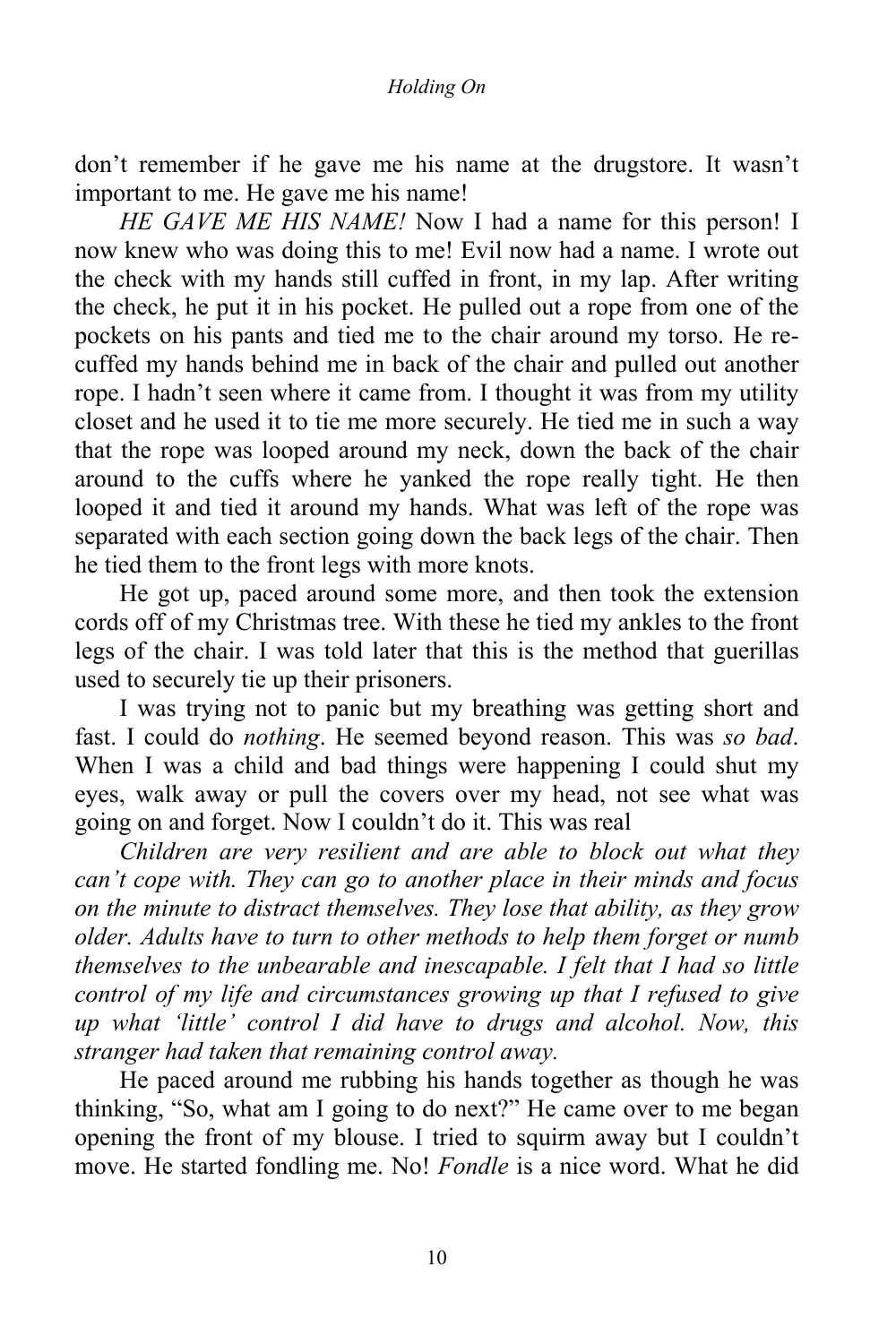don't remember if he gave me his name at the drugstore. It wasn't important to me. He gave me his name!

*HE GAVE ME HIS NAME!* Now I had a name for this person! I now knew who was doing this to me! Evil now had a name. I wrote out the check with my hands still cuffed in front, in my lap. After writing the check, he put it in his pocket. He pulled out a rope from one of the pockets on his pants and tied me to the chair around my torso. He re-cuffed my hands behind me in back of the chair and pulled out another rope. I hadn't seen where it came from. I thought it was from my utility closet and he used it to tie me more securely. He tied me in such a way that the rope was looped around my neck, down the back of the chair around to the cuffs where he yanked the rope really tight. He then looped it and tied it around my hands. What was left of the rope was separated with each section going down the back legs of the chair. Then he tied them to the front legs with more knots.

He got up, paced around some more, and then took the extension cords off of my Christmas tree. With these he tied my ankles to the front legs of the chair. I was told later that this is the method that guerillas used to securely tie up their prisoners.

I was trying not to panic but my breathing was getting short and fast. I could do *nothing*. He seemed beyond reason. This was *so bad*. When I was a child and bad things were happening I could shut my eyes, walk away or pull the covers over my head, not see what was going on and forget. Now I couldn't do it. This was real

*Children are very resilient and are able to block out what they can't cope with. They can go to another place in their minds and focus on the minute to distract themselves. They lose that ability, as they grow older. Adults have to turn to other methods to help them forget or numb themselves to the unbearable and inescapable. I felt that I had so little control of my life and circumstances growing up that I refused to give up what 'little' control I did have to drugs and alcohol. Now, this stranger had taken that remaining control away.*

He paced around me rubbing his hands together as though he was thinking, "So, what am I going to do next?" He came over to me began opening the front of my blouse. I tried to squirm away but I couldn't move. He started fondling me. No! *Fondle* is a nice word. What he did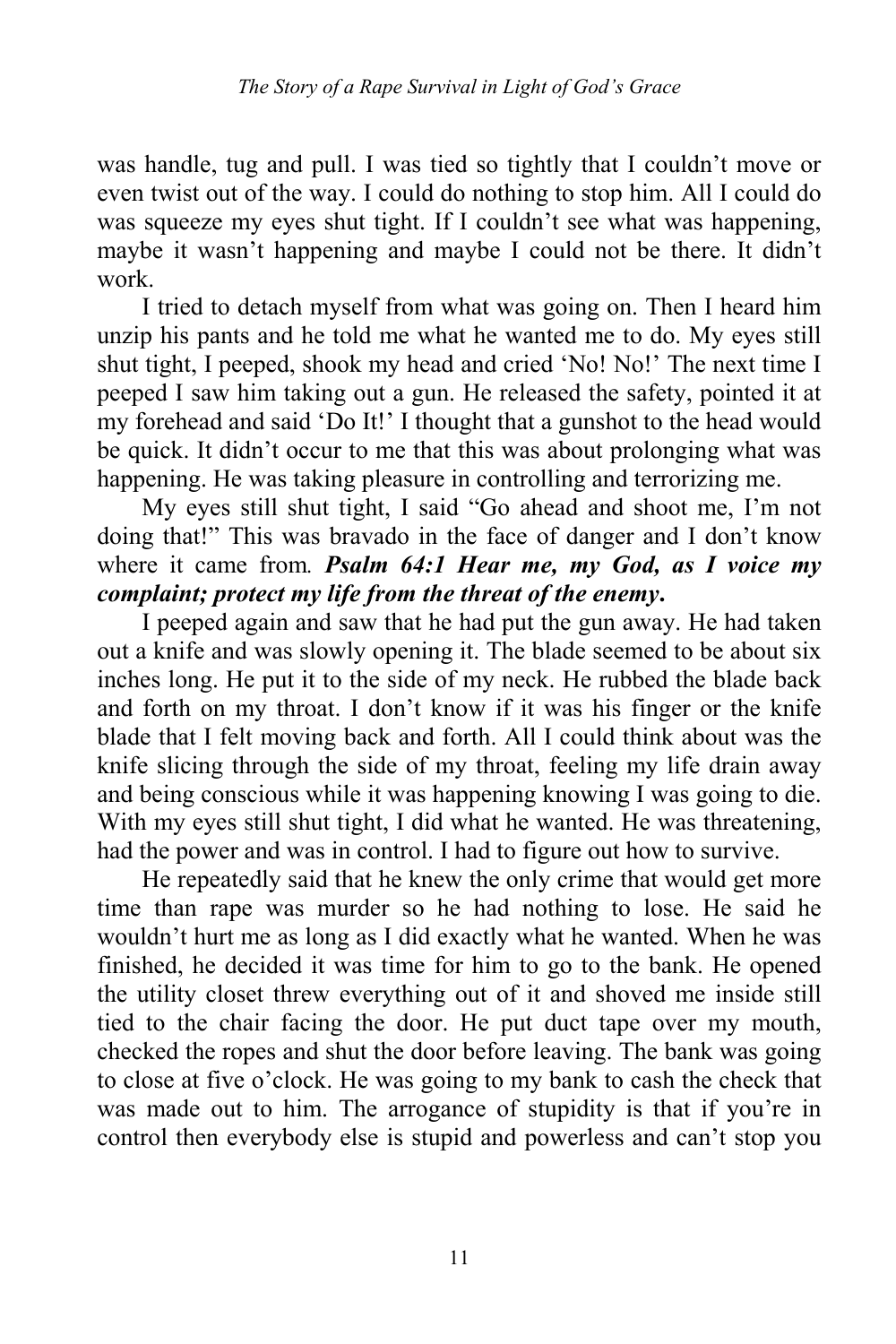was handle, tug and pull. I was tied so tightly that I couldn't move or even twist out of the way. I could do nothing to stop him. All I could do was squeeze my eyes shut tight. If I couldn't see what was happening, maybe it wasn't happening and maybe I could not be there. It didn't work.

I tried to detach myself from what was going on. Then I heard him unzip his pants and he told me what he wanted me to do. My eyes still shut tight, I peeped, shook my head and cried 'No! No!' The next time I peeped I saw him taking out a gun. He released the safety, pointed it at my forehead and said 'Do It!' I thought that a gunshot to the head would be quick. It didn't occur to me that this was about prolonging what was happening. He was taking pleasure in controlling and terrorizing me.

My eyes still shut tight, I said "Go ahead and shoot me, I'm not doing that!" This was bravado in the face of danger and I don't know where it came from. ***Psalm 64:1 Hear me, my God, as I voice my complaint; protect my life from the threat of the enemy.***

I peeped again and saw that he had put the gun away. He had taken out a knife and was slowly opening it. The blade seemed to be about six inches long. He put it to the side of my neck. He rubbed the blade back and forth on my throat. I don't know if it was his finger or the knife blade that I felt moving back and forth. All I could think about was the knife slicing through the side of my throat, feeling my life drain away and being conscious while it was happening knowing I was going to die. With my eyes still shut tight, I did what he wanted. He was threatening, had the power and was in control. I had to figure out how to survive.

He repeatedly said that he knew the only crime that would get more time than rape was murder so he had nothing to lose. He said he wouldn't hurt me as long as I did exactly what he wanted. When he was finished, he decided it was time for him to go to the bank. He opened the utility closet threw everything out of it and shoved me inside still tied to the chair facing the door. He put duct tape over my mouth, checked the ropes and shut the door before leaving. The bank was going to close at five o'clock. He was going to my bank to cash the check that was made out to him. The arrogance of stupidity is that if you're in control then everybody else is stupid and powerless and can't stop you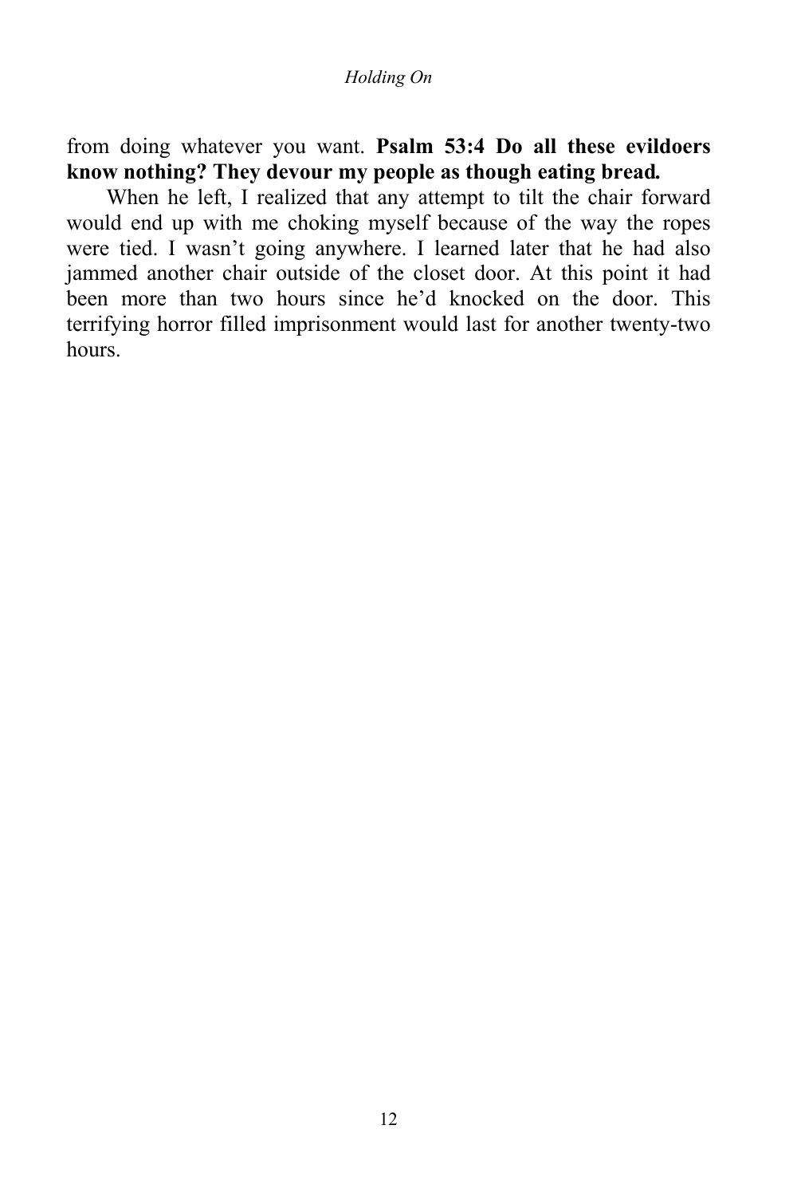from doing whatever you want. **Psalm 53:4 Do all these evildoers know nothing? They devour my people as though eating bread.**

When he left, I realized that any attempt to tilt the chair forward would end up with me choking myself because of the way the ropes were tied. I wasn't going anywhere. I learned later that he had also jammed another chair outside of the closet door. At this point it had been more than two hours since he'd knocked on the door. This terrifying horror filled imprisonment would last for another twenty-two hours.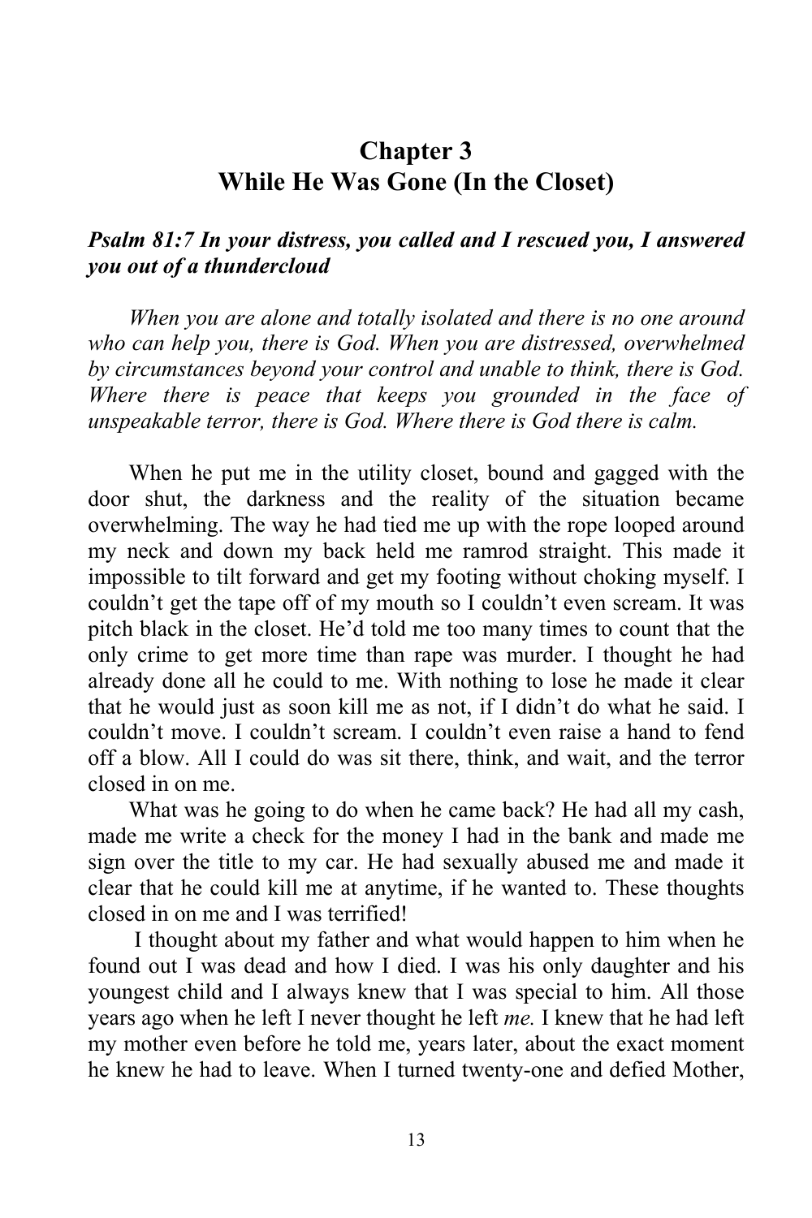# Chapter 3
# While He Was Gone (In the Closet)

***Psalm 81:7 In your distress, you called and I rescued you, I answered you out of a thundercloud***

*When you are alone and totally isolated and there is no one around who can help you, there is God. When you are distressed, overwhelmed by circumstances beyond your control and unable to think, there is God. Where there is peace that keeps you grounded in the face of unspeakable terror, there is God. Where there is God there is calm.*

When he put me in the utility closet, bound and gagged with the door shut, the darkness and the reality of the situation became overwhelming. The way he had tied me up with the rope looped around my neck and down my back held me ramrod straight. This made it impossible to tilt forward and get my footing without choking myself. I couldn't get the tape off of my mouth so I couldn't even scream. It was pitch black in the closet. He'd told me too many times to count that the only crime to get more time than rape was murder. I thought he had already done all he could to me. With nothing to lose he made it clear that he would just as soon kill me as not, if I didn't do what he said. I couldn't move. I couldn't scream. I couldn't even raise a hand to fend off a blow. All I could do was sit there, think, and wait, and the terror closed in on me.

What was he going to do when he came back? He had all my cash, made me write a check for the money I had in the bank and made me sign over the title to my car. He had sexually abused me and made it clear that he could kill me at anytime, if he wanted to. These thoughts closed in on me and I was terrified!

I thought about my father and what would happen to him when he found out I was dead and how I died. I was his only daughter and his youngest child and I always knew that I was special to him. All those years ago when he left I never thought he left *me.* I knew that he had left my mother even before he told me, years later, about the exact moment he knew he had to leave. When I turned twenty-one and defied Mother,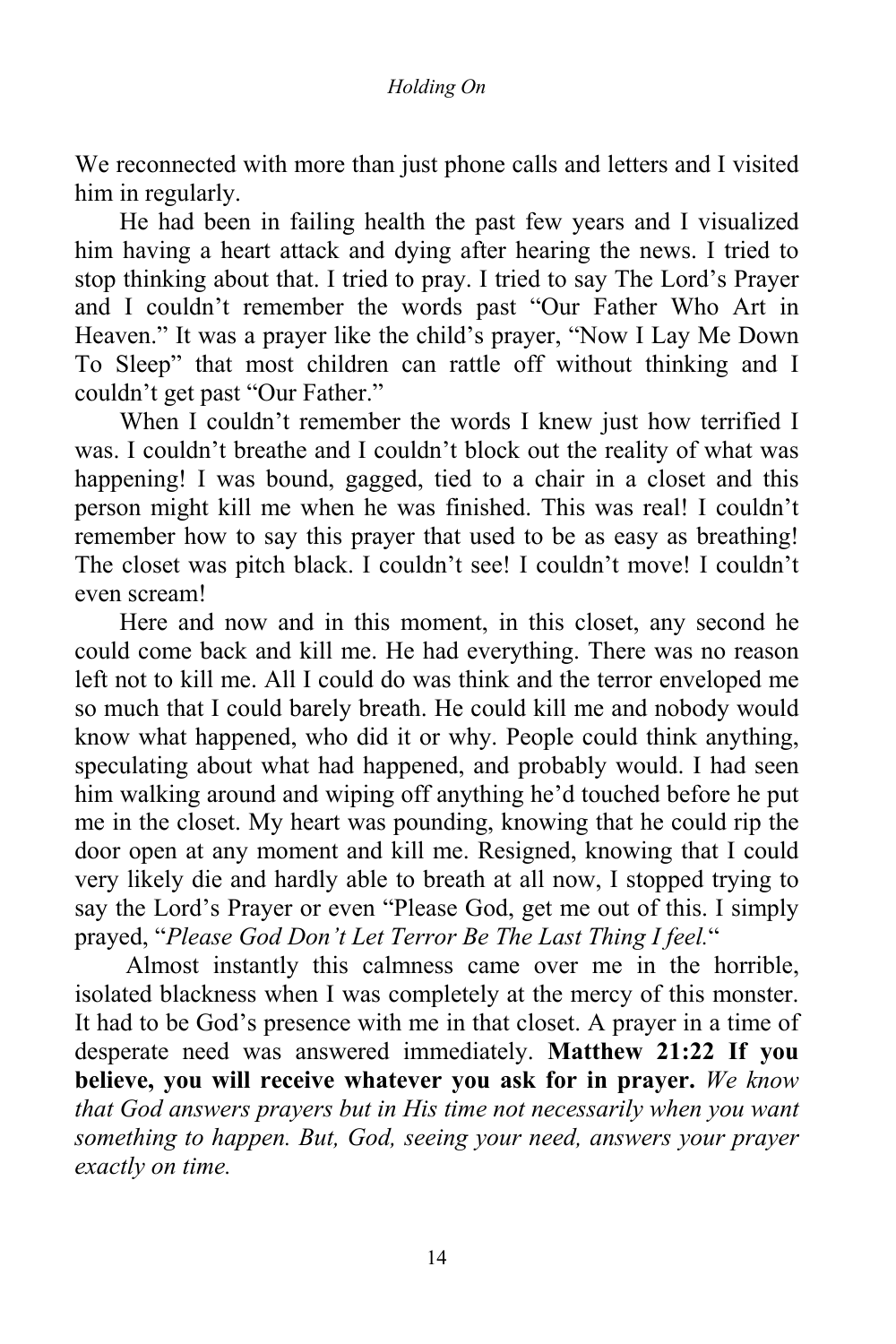We reconnected with more than just phone calls and letters and I visited him in regularly.

He had been in failing health the past few years and I visualized him having a heart attack and dying after hearing the news. I tried to stop thinking about that. I tried to pray. I tried to say The Lord's Prayer and I couldn't remember the words past "Our Father Who Art in Heaven." It was a prayer like the child's prayer, "Now I Lay Me Down To Sleep" that most children can rattle off without thinking and I couldn't get past "Our Father."

When I couldn't remember the words I knew just how terrified I was. I couldn't breathe and I couldn't block out the reality of what was happening! I was bound, gagged, tied to a chair in a closet and this person might kill me when he was finished. This was real! I couldn't remember how to say this prayer that used to be as easy as breathing! The closet was pitch black. I couldn't see! I couldn't move! I couldn't even scream!

Here and now and in this moment, in this closet, any second he could come back and kill me. He had everything. There was no reason left not to kill me. All I could do was think and the terror enveloped me so much that I could barely breath. He could kill me and nobody would know what happened, who did it or why. People could think anything, speculating about what had happened, and probably would. I had seen him walking around and wiping off anything he'd touched before he put me in the closet. My heart was pounding, knowing that he could rip the door open at any moment and kill me. Resigned, knowing that I could very likely die and hardly able to breath at all now, I stopped trying to say the Lord's Prayer or even "Please God, get me out of this. I simply prayed, "*Please God Don't Let Terror Be The Last Thing I feel.*"

Almost instantly this calmness came over me in the horrible, isolated blackness when I was completely at the mercy of this monster. It had to be God's presence with me in that closet. A prayer in a time of desperate need was answered immediately. **Matthew 21:22 If you believe, you will receive whatever you ask for in prayer.** *We know that God answers prayers but in His time not necessarily when you want something to happen. But, God, seeing your need, answers your prayer exactly on time.*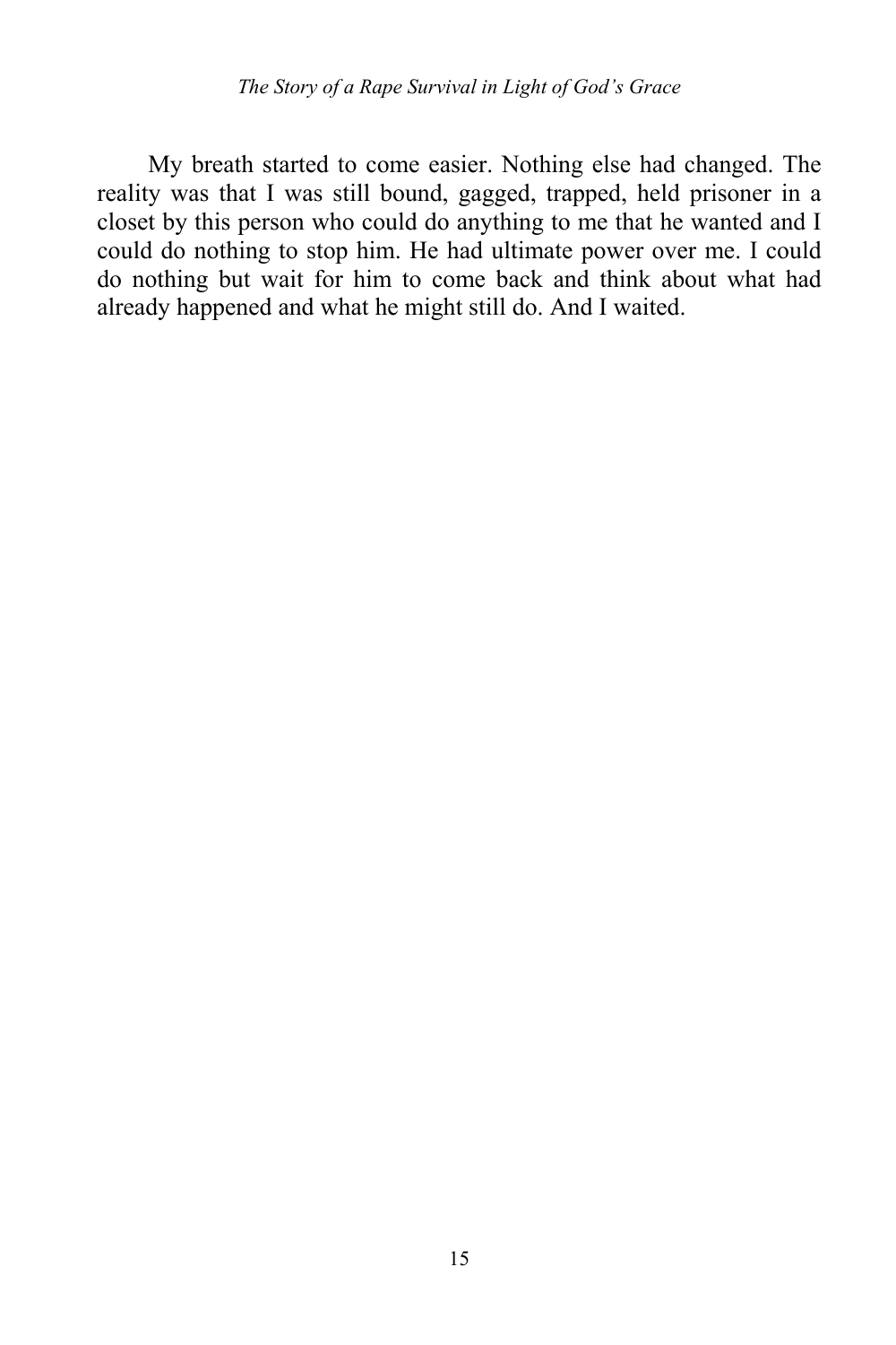My breath started to come easier. Nothing else had changed. The reality was that I was still bound, gagged, trapped, held prisoner in a closet by this person who could do anything to me that he wanted and I could do nothing to stop him. He had ultimate power over me. I could do nothing but wait for him to come back and think about what had already happened and what he might still do. And I waited.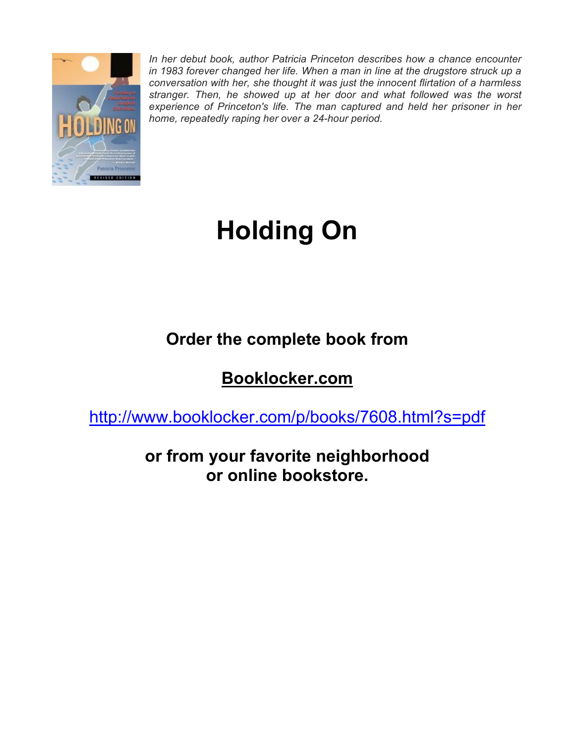*In her debut book, author Patricia Princeton describes how a chance encounter in 1983 forever changed her life. When a man in line at the drugstore struck up a conversation with her, she thought it was just the innocent flirtation of a harmless stranger. Then, he showed up at her door and what followed was the worst experience of Princeton's life. The man captured and held her prisoner in her home, repeatedly raping her over a 24-hour period.*

# Holding On

**Order the complete book from**

**Booklocker.com**

http://www.booklocker.com/p/books/7608.html?s=pdf

**or from your favorite neighborhood or online bookstore.**